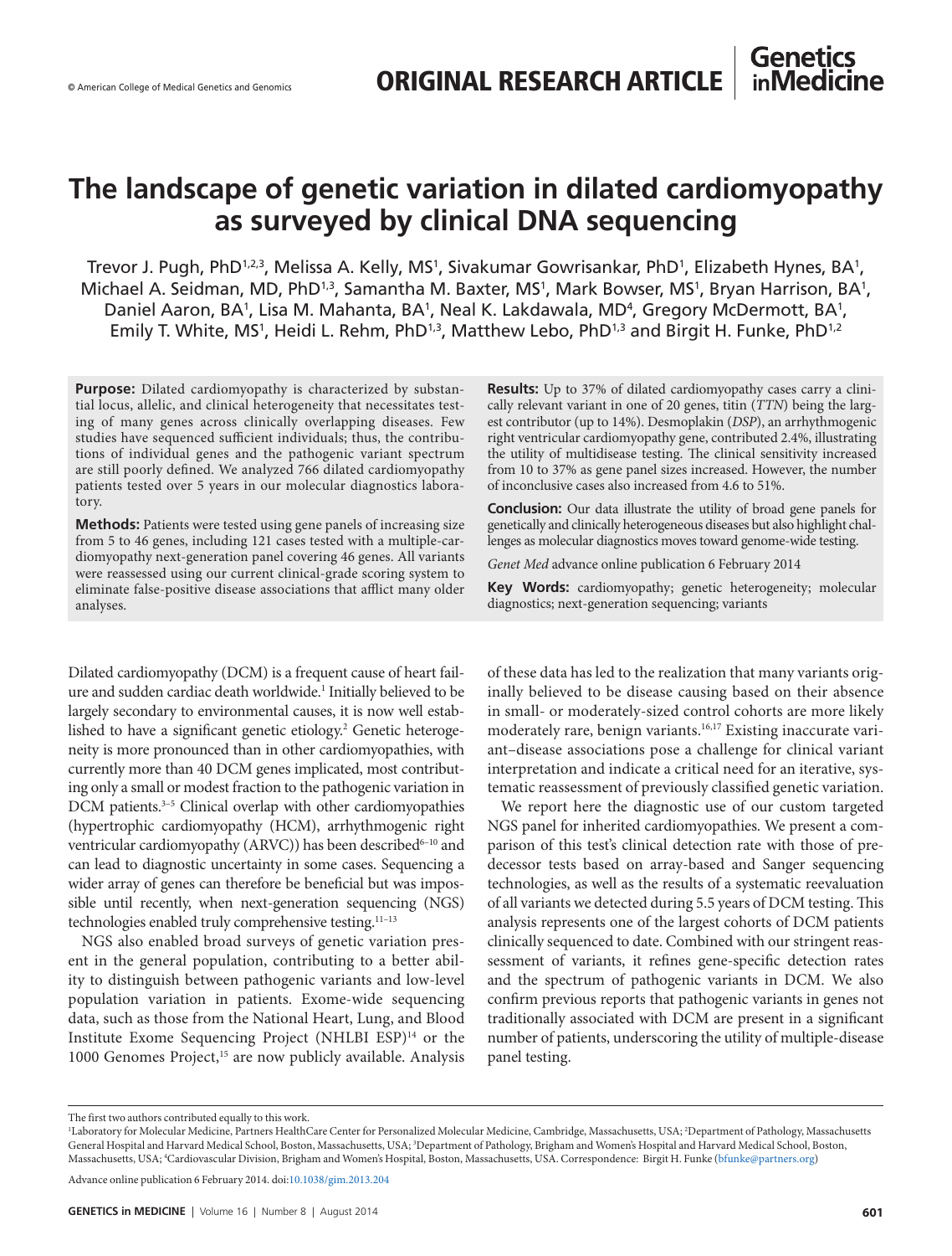# The landscape of genetic variation in dilated cardiomyopathy as surveyed by clinical DNA sequencing

Trevor J. Pugh, PhD[1,2,3], Melissa A. Kelly, MS[1], Sivakumar Gowrisankar, PhD[1], Elizabeth Hynes, BA[1], Michael A. Seidman, MD, PhD[1,3], Samantha M. Baxter, MS[1], Mark Bowser, MS[1], Bryan Harrison, BA[1], Daniel Aaron, BA[1], Lisa M. Mahanta, BA[1], Neal K. Lakdawala, MD[4], Gregory McDermott, BA[1], Emily T. White, MS[1], Heidi L. Rehm, PhD[1,3], Matthew Lebo, PhD[1,3] and Birgit H. Funke, PhD[1,2]

**Purpose:** Dilated cardiomyopathy is characterized by substantial locus, allelic, and clinical heterogeneity that necessitates testing of many genes across clinically overlapping diseases. Few studies have sequenced sufficient individuals; thus, the contributions of individual genes and the pathogenic variant spectrum are still poorly defined. We analyzed 766 dilated cardiomyopathy patients tested over 5 years in our molecular diagnostics laboratory.

**Methods:** Patients were tested using gene panels of increasing size from 5 to 46 genes, including 121 cases tested with a multiple-cardiomyopathy next-generation panel covering 46 genes. All variants were reassessed using our current clinical-grade scoring system to eliminate false-positive disease associations that afflict many older analyses.

**Results:** Up to 37% of dilated cardiomyopathy cases carry a clinically relevant variant in one of 20 genes, titin (*TTN*) being the largest contributor (up to 14%). Desmoplakin (*DSP*), an arrhythmogenic right ventricular cardiomyopathy gene, contributed 2.4%, illustrating the utility of multidisease testing. The clinical sensitivity increased from 10 to 37% as gene panel sizes increased. However, the number of inconclusive cases also increased from 4.6 to 51%.

**Conclusion:** Our data illustrate the utility of broad gene panels for genetically and clinically heterogeneous diseases but also highlight challenges as molecular diagnostics moves toward genome-wide testing.

*Genet Med* advance online publication 6 February 2014

**Key Words:** cardiomyopathy; genetic heterogeneity; molecular diagnostics; next-generation sequencing; variants

Dilated cardiomyopathy (DCM) is a frequent cause of heart failure and sudden cardiac death worldwide.[1] Initially believed to be largely secondary to environmental causes, it is now well established to have a significant genetic etiology.[2] Genetic heterogeneity is more pronounced than in other cardiomyopathies, with currently more than 40 DCM genes implicated, most contributing only a small or modest fraction to the pathogenic variation in DCM patients.[3–5] Clinical overlap with other cardiomyopathies (hypertrophic cardiomyopathy (HCM), arrhythmogenic right ventricular cardiomyopathy (ARVC)) has been described[6–10] and can lead to diagnostic uncertainty in some cases. Sequencing a wider array of genes can therefore be beneficial but was impossible until recently, when next-generation sequencing (NGS) technologies enabled truly comprehensive testing.[11–13]

NGS also enabled broad surveys of genetic variation present in the general population, contributing to a better ability to distinguish between pathogenic variants and low-level population variation in patients. Exome-wide sequencing data, such as those from the National Heart, Lung, and Blood Institute Exome Sequencing Project (NHLBI ESP)[14] or the 1000 Genomes Project,[15] are now publicly available. Analysis of these data has led to the realization that many variants originally believed to be disease causing based on their absence in small- or moderately-sized control cohorts are more likely moderately rare, benign variants.[16,17] Existing inaccurate variant–disease associations pose a challenge for clinical variant interpretation and indicate a critical need for an iterative, systematic reassessment of previously classified genetic variation.

We report here the diagnostic use of our custom targeted NGS panel for inherited cardiomyopathies. We present a comparison of this test's clinical detection rate with those of predecessor tests based on array-based and Sanger sequencing technologies, as well as the results of a systematic reevaluation of all variants we detected during 5.5 years of DCM testing. This analysis represents one of the largest cohorts of DCM patients clinically sequenced to date. Combined with our stringent reassessment of variants, it refines gene-specific detection rates and the spectrum of pathogenic variants in DCM. We also confirm previous reports that pathogenic variants in genes not traditionally associated with DCM are present in a significant number of patients, underscoring the utility of multiple-disease panel testing.

The first two authors contributed equally to this work.

[1]Laboratory for Molecular Medicine, Partners HealthCare Center for Personalized Molecular Medicine, Cambridge, Massachusetts, USA; [2]Department of Pathology, Massachusetts General Hospital and Harvard Medical School, Boston, Massachusetts, USA; [3]Department of Pathology, Brigham and Women's Hospital and Harvard Medical School, Boston, Massachusetts, USA; [4]Cardiovascular Division, Brigham and Women's Hospital, Boston, Massachusetts, USA. Correspondence: Birgit H. Funke (bfunke@partners.org)

Advance online publication 6 February 2014. doi:10.1038/gim.2013.204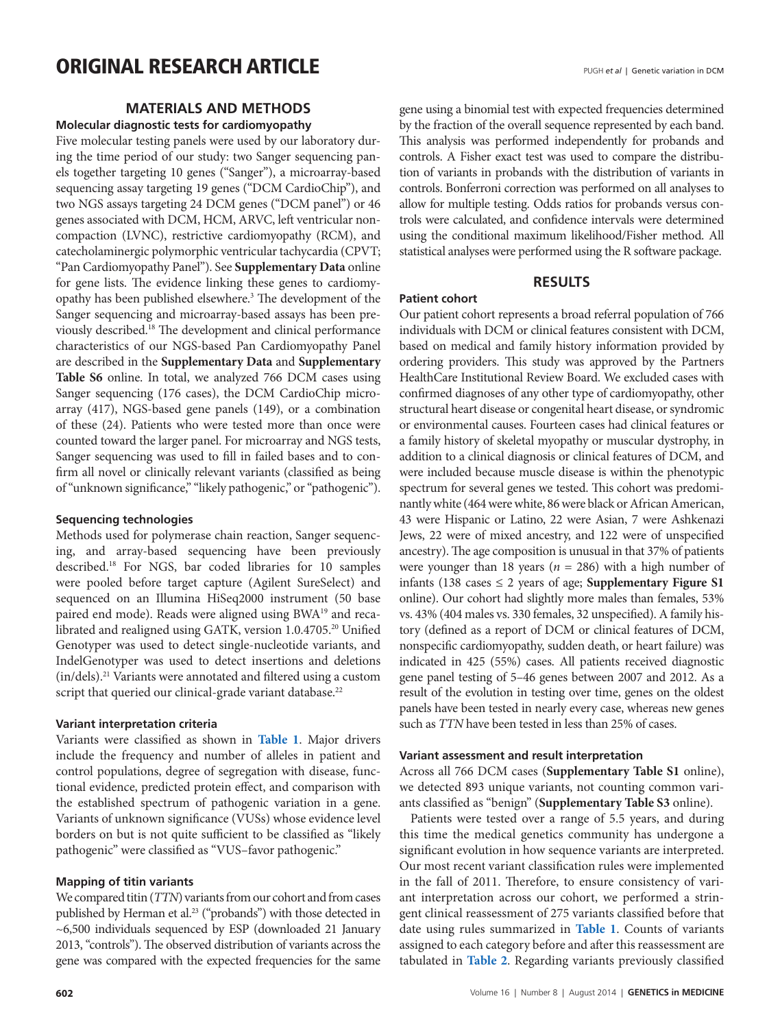## MATERIALS AND METHODS

### Molecular diagnostic tests for cardiomyopathy

Five molecular testing panels were used by our laboratory during the time period of our study: two Sanger sequencing panels together targeting 10 genes ("Sanger"), a microarray-based sequencing assay targeting 19 genes ("DCM CardioChip"), and two NGS assays targeting 24 DCM genes ("DCM panel") or 46 genes associated with DCM, HCM, ARVC, left ventricular noncompaction (LVNC), restrictive cardiomyopathy (RCM), and catecholaminergic polymorphic ventricular tachycardia (CPVT; "Pan Cardiomyopathy Panel"). See **Supplementary Data** online for gene lists. The evidence linking these genes to cardiomyopathy has been published elsewhere.[3] The development of the Sanger sequencing and microarray-based assays has been previously described.[18] The development and clinical performance characteristics of our NGS-based Pan Cardiomyopathy Panel are described in the **Supplementary Data** and **Supplementary Table S6** online. In total, we analyzed 766 DCM cases using Sanger sequencing (176 cases), the DCM CardioChip microarray (417), NGS-based gene panels (149), or a combination of these (24). Patients who were tested more than once were counted toward the larger panel. For microarray and NGS tests, Sanger sequencing was used to fill in failed bases and to confirm all novel or clinically relevant variants (classified as being of "unknown significance," "likely pathogenic," or "pathogenic").

### Sequencing technologies

Methods used for polymerase chain reaction, Sanger sequencing, and array-based sequencing have been previously described.[18] For NGS, bar coded libraries for 10 samples were pooled before target capture (Agilent SureSelect) and sequenced on an Illumina HiSeq2000 instrument (50 base paired end mode). Reads were aligned using BWA[19] and recalibrated and realigned using GATK, version 1.0.4705.[20] Unified Genotyper was used to detect single-nucleotide variants, and IndelGenotyper was used to detect insertions and deletions (in/dels).[21] Variants were annotated and filtered using a custom script that queried our clinical-grade variant database.[22]

### Variant interpretation criteria

Variants were classified as shown in **Table 1**. Major drivers include the frequency and number of alleles in patient and control populations, degree of segregation with disease, functional evidence, predicted protein effect, and comparison with the established spectrum of pathogenic variation in a gene. Variants of unknown significance (VUSs) whose evidence level borders on but is not quite sufficient to be classified as "likely pathogenic" were classified as "VUS–favor pathogenic."

### Mapping of titin variants

We compared titin (*TTN*) variants from our cohort and from cases published by Herman et al.[23] ("probands") with those detected in ~6,500 individuals sequenced by ESP (downloaded 21 January 2013, "controls"). The observed distribution of variants across the gene was compared with the expected frequencies for the same gene using a binomial test with expected frequencies determined by the fraction of the overall sequence represented by each band. This analysis was performed independently for probands and controls. A Fisher exact test was used to compare the distribution of variants in probands with the distribution of variants in controls. Bonferroni correction was performed on all analyses to allow for multiple testing. Odds ratios for probands versus controls were calculated, and confidence intervals were determined using the conditional maximum likelihood/Fisher method. All statistical analyses were performed using the R software package.

## RESULTS

### Patient cohort

Our patient cohort represents a broad referral population of 766 individuals with DCM or clinical features consistent with DCM, based on medical and family history information provided by ordering providers. This study was approved by the Partners HealthCare Institutional Review Board. We excluded cases with confirmed diagnoses of any other type of cardiomyopathy, other structural heart disease or congenital heart disease, or syndromic or environmental causes. Fourteen cases had clinical features or a family history of skeletal myopathy or muscular dystrophy, in addition to a clinical diagnosis or clinical features of DCM, and were included because muscle disease is within the phenotypic spectrum for several genes we tested. This cohort was predominantly white (464 were white, 86 were black or African American, 43 were Hispanic or Latino, 22 were Asian, 7 were Ashkenazi Jews, 22 were of mixed ancestry, and 122 were of unspecified ancestry). The age composition is unusual in that 37% of patients were younger than 18 years ($n$ = 286) with a high number of infants (138 cases ≤ 2 years of age; **Supplementary Figure S1** online). Our cohort had slightly more males than females, 53% vs. 43% (404 males vs. 330 females, 32 unspecified). A family history (defined as a report of DCM or clinical features of DCM, nonspecific cardiomyopathy, sudden death, or heart failure) was indicated in 425 (55%) cases. All patients received diagnostic gene panel testing of 5–46 genes between 2007 and 2012. As a result of the evolution in testing over time, genes on the oldest panels have been tested in nearly every case, whereas new genes such as *TTN* have been tested in less than 25% of cases.

### Variant assessment and result interpretation

Across all 766 DCM cases (**Supplementary Table S1** online), we detected 893 unique variants, not counting common variants classified as "benign" (**Supplementary Table S3** online).

Patients were tested over a range of 5.5 years, and during this time the medical genetics community has undergone a significant evolution in how sequence variants are interpreted. Our most recent variant classification rules were implemented in the fall of 2011. Therefore, to ensure consistency of variant interpretation across our cohort, we performed a stringent clinical reassessment of 275 variants classified before that date using rules summarized in **Table 1**. Counts of variants assigned to each category before and after this reassessment are tabulated in **Table 2**. Regarding variants previously classified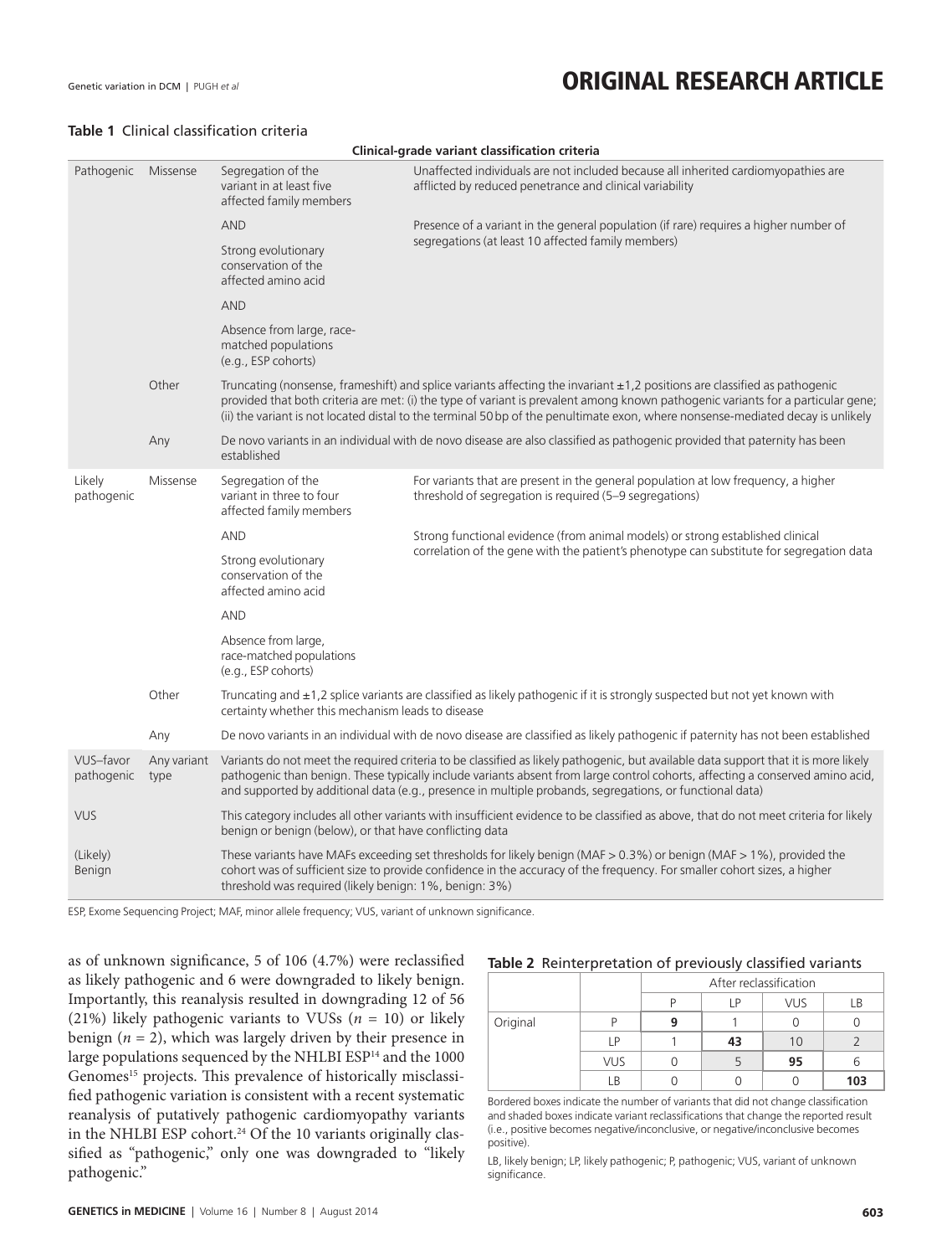**Table 1** Clinical classification criteria

| | | Clinical-grade variant classification criteria | |
|---|---|---|---|
| Pathogenic | Missense | Segregation of the variant in at least five affected family members | Unaffected individuals are not included because all inherited cardiomyopathies are afflicted by reduced penetrance and clinical variability |
| | | AND | Presence of a variant in the general population (if rare) requires a higher number of segregations (at least 10 affected family members) |
| | | Strong evolutionary conservation of the affected amino acid | |
| | | AND | |
| | | Absence from large, race-matched populations (e.g., ESP cohorts) | |
| | Other | Truncating (nonsense, frameshift) and splice variants affecting the invariant ±1,2 positions are classified as pathogenic provided that both criteria are met: (i) the type of variant is prevalent among known pathogenic variants for a particular gene; (ii) the variant is not located distal to the terminal 50 bp of the penultimate exon, where nonsense-mediated decay is unlikely | |
| | Any | De novo variants in an individual with de novo disease are also classified as pathogenic provided that paternity has been established | |
| Likely pathogenic | Missense | Segregation of the variant in three to four affected family members | For variants that are present in the general population at low frequency, a higher threshold of segregation is required (5–9 segregations) |
| | | AND | Strong functional evidence (from animal models) or strong established clinical correlation of the gene with the patient's phenotype can substitute for segregation data |
| | | Strong evolutionary conservation of the affected amino acid | |
| | | AND | |
| | | Absence from large, race-matched populations (e.g., ESP cohorts) | |
| | Other | Truncating and ±1,2 splice variants are classified as likely pathogenic if it is strongly suspected but not yet known with certainty whether this mechanism leads to disease | |
| | Any | De novo variants in an individual with de novo disease are classified as likely pathogenic if paternity has not been established | |
| VUS–favor pathogenic | Any variant type | Variants do not meet the required criteria to be classified as likely pathogenic, but available data support that it is more likely pathogenic than benign. These typically include variants absent from large control cohorts, affecting a conserved amino acid, and supported by additional data (e.g., presence in multiple probands, segregations, or functional data) | |
| VUS | | This category includes all other variants with insufficient evidence to be classified as above, that do not meet criteria for likely benign or benign (below), or that have conflicting data | |
| (Likely) Benign | | These variants have MAFs exceeding set thresholds for likely benign (MAF > 0.3%) or benign (MAF > 1%), provided the cohort was of sufficient size to provide confidence in the accuracy of the frequency. For smaller cohort sizes, a higher threshold was required (likely benign: 1%, benign: 3%) | |

ESP, Exome Sequencing Project; MAF, minor allele frequency; VUS, variant of unknown significance.

as of unknown significance, 5 of 106 (4.7%) were reclassified as likely pathogenic and 6 were downgraded to likely benign. Importantly, this reanalysis resulted in downgrading 12 of 56 (21%) likely pathogenic variants to VUSs ($n$ = 10) or likely benign ($n$ = 2), which was largely driven by their presence in large populations sequenced by the NHLBI ESP[14] and the 1000 Genomes[15] projects. This prevalence of historically misclassified pathogenic variation is consistent with a recent systematic reanalysis of putatively pathogenic cardiomyopathy variants in the NHLBI ESP cohort.[24] Of the 10 variants originally classified as "pathogenic," only one was downgraded to "likely pathogenic."

**Table 2** Reinterpretation of previously classified variants

| | | After reclassification | | | |
|---|---|---|---|---|---|
| | | P | LP | VUS | LB |
| Original | P | **9** | 1 | 0 | 0 |
| | LP | 1 | **43** | 10 | 2 |
| | VUS | 0 | 5 | **95** | 6 |
| | LB | 0 | 0 | 0 | **103** |

Bordered boxes indicate the number of variants that did not change classification and shaded boxes indicate variant reclassifications that change the reported result (i.e., positive becomes negative/inconclusive, or negative/inconclusive becomes positive).

LB, likely benign; LP, likely pathogenic; P, pathogenic; VUS, variant of unknown significance.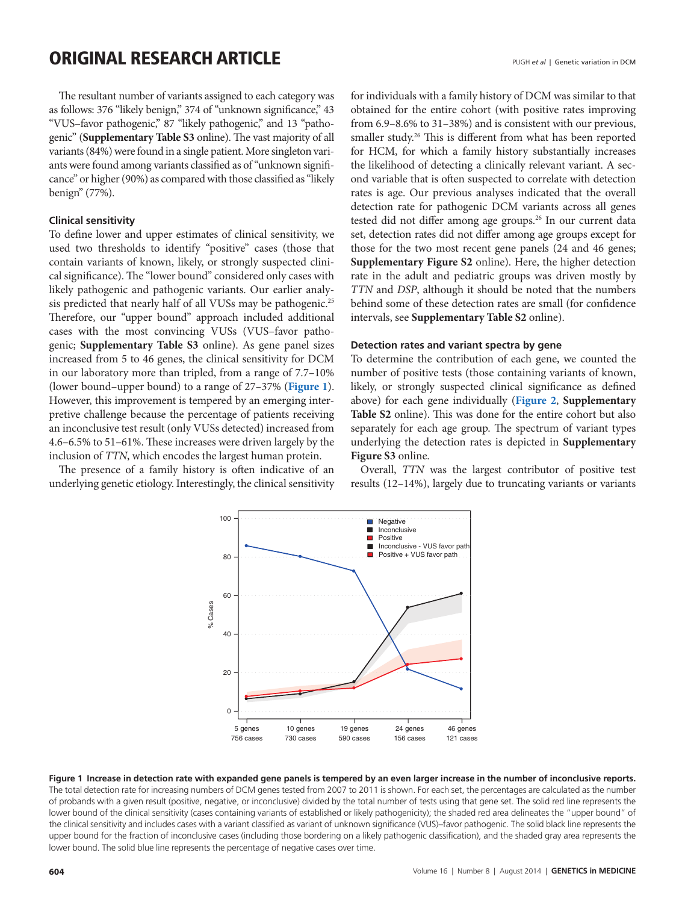The resultant number of variants assigned to each category was as follows: 376 "likely benign," 374 of "unknown significance," 43 "VUS–favor pathogenic," 87 "likely pathogenic," and 13 "pathogenic" (**Supplementary Table S3** online). The vast majority of all variants (84%) were found in a single patient. More singleton variants were found among variants classified as of "unknown significance" or higher (90%) as compared with those classified as "likely benign" (77%).

### Clinical sensitivity

To define lower and upper estimates of clinical sensitivity, we used two thresholds to identify "positive" cases (those that contain variants of known, likely, or strongly suspected clinical significance). The "lower bound" considered only cases with likely pathogenic and pathogenic variants. Our earlier analysis predicted that nearly half of all VUSs may be pathogenic.[25] Therefore, our "upper bound" approach included additional cases with the most convincing VUSs (VUS–favor pathogenic; **Supplementary Table S3** online). As gene panel sizes increased from 5 to 46 genes, the clinical sensitivity for DCM in our laboratory more than tripled, from a range of 7.7–10% (lower bound–upper bound) to a range of 27–37% (**Figure 1**). However, this improvement is tempered by an emerging interpretive challenge because the percentage of patients receiving an inconclusive test result (only VUSs detected) increased from 4.6–6.5% to 51–61%. These increases were driven largely by the inclusion of *TTN*, which encodes the largest human protein.

The presence of a family history is often indicative of an underlying genetic etiology. Interestingly, the clinical sensitivity for individuals with a family history of DCM was similar to that obtained for the entire cohort (with positive rates improving from 6.9–8.6% to 31–38%) and is consistent with our previous, smaller study.[26] This is different from what has been reported for HCM, for which a family history substantially increases the likelihood of detecting a clinically relevant variant. A second variable that is often suspected to correlate with detection rates is age. Our previous analyses indicated that the overall detection rate for pathogenic DCM variants across all genes tested did not differ among age groups.[26] In our current data set, detection rates did not differ among age groups except for those for the two most recent gene panels (24 and 46 genes; **Supplementary Figure S2** online). Here, the higher detection rate in the adult and pediatric groups was driven mostly by *TTN* and *DSP*, although it should be noted that the numbers behind some of these detection rates are small (for confidence intervals, see **Supplementary Table S2** online).

### Detection rates and variant spectra by gene

To determine the contribution of each gene, we counted the number of positive tests (those containing variants of known, likely, or strongly suspected clinical significance as defined above) for each gene individually (**Figure 2**, **Supplementary Table S2** online). This was done for the entire cohort but also separately for each age group. The spectrum of variant types underlying the detection rates is depicted in **Supplementary Figure S3** online.

Overall, *TTN* was the largest contributor of positive test results (12–14%), largely due to truncating variants or variants

% Cases
100
80
60
40
20
0
Negative
Inconclusive
Positive
Inconclusive - VUS favor path
Positive + VUS favor path
5 genes 756 cases
10 genes 730 cases
19 genes 590 cases
24 genes 156 cases
46 genes 121 cases

**Figure 1 Increase in detection rate with expanded gene panels is tempered by an even larger increase in the number of inconclusive reports.** The total detection rate for increasing numbers of DCM genes tested from 2007 to 2011 is shown. For each set, the percentages are calculated as the number of probands with a given result (positive, negative, or inconclusive) divided by the total number of tests using that gene set. The solid red line represents the lower bound of the clinical sensitivity (cases containing variants of established or likely pathogenicity); the shaded red area delineates the "upper bound" of the clinical sensitivity and includes cases with a variant classified as variant of unknown significance (VUS)–favor pathogenic. The solid black line represents the upper bound for the fraction of inconclusive cases (including those bordering on a likely pathogenic classification), and the shaded gray area represents the lower bound. The solid blue line represents the percentage of negative cases over time.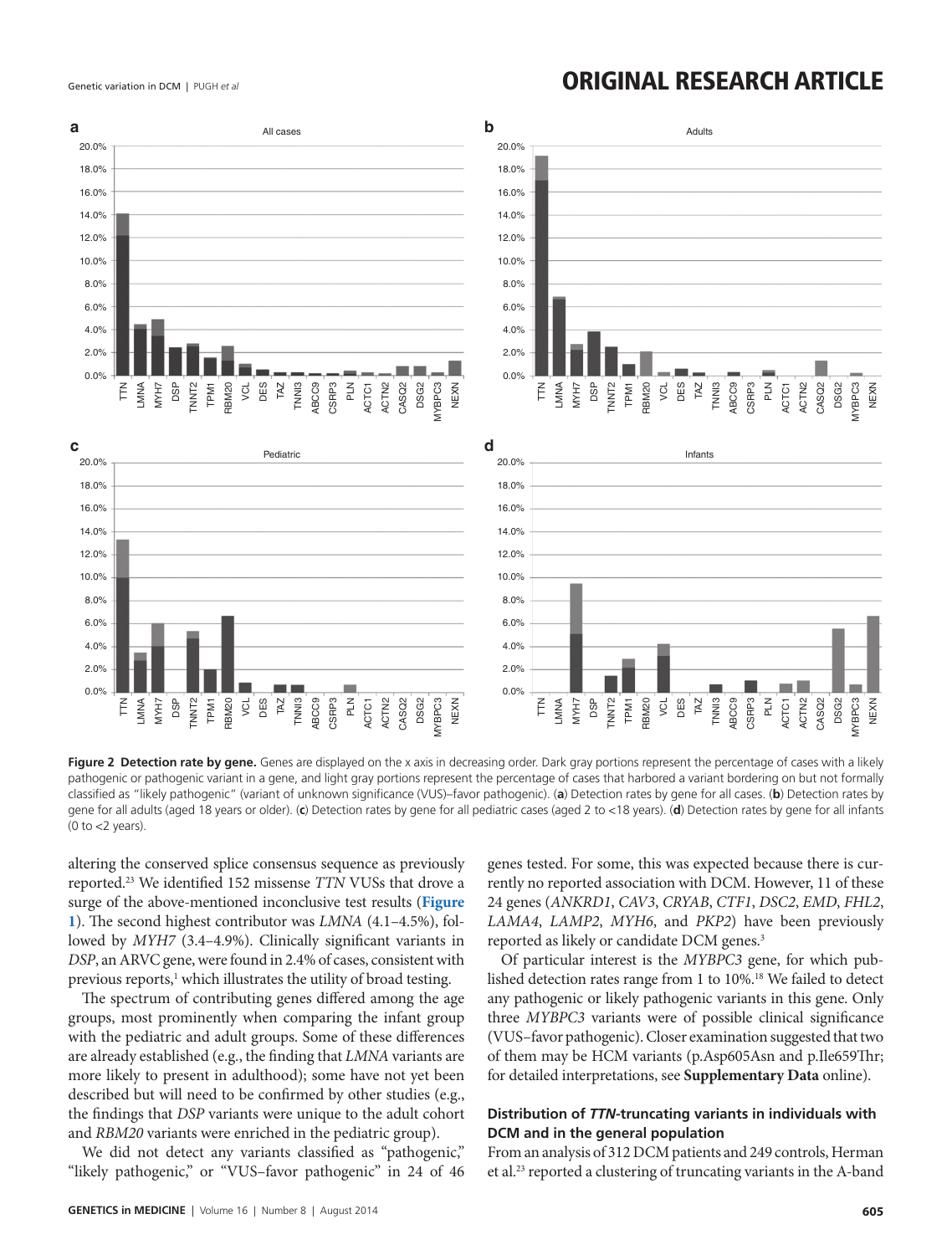a

All cases

20.0%
18.0%
16.0%
14.0%
12.0%
10.0%
8.0%
6.0%
4.0%
2.0%
0.0%

TTN LMNA MYH7 DSP TNNT2 TPM1 RBM20 VCL DES TAZ TNNI3 ABCC9 CSRP3 PLN ACTC1 ACTN2 CASQ2 DSG2 MYBPC3 NEXN

b

Adults

20.0%
18.0%
16.0%
14.0%
12.0%
10.0%
8.0%
6.0%
4.0%
2.0%
0.0%

TTN LMNA MYH7 DSP TNNT2 TPM1 RBM20 VCL DES TAZ TNNI3 ABCC9 CSRP3 PLN ACTC1 ACTN2 CASQ2 DSG2 MYBPC3 NEXN

c

Pediatric

20.0%
18.0%
16.0%
14.0%
12.0%
10.0%
8.0%
6.0%
4.0%
2.0%
0.0%

TTN LMNA MYH7 DSP TNNT2 TPM1 RBM20 VCL DES TAZ TNNI3 ABCC9 CSRP3 PLN ACTC1 ACTN2 CASQ2 DSG2 MYBPC3 NEXN

d

Infants

20.0%
18.0%
16.0%
14.0%
12.0%
10.0%
8.0%
6.0%
4.0%
2.0%
0.0%

TTN LMNA MYH7 DSP TNNT2 TPM1 RBM20 VCL DES TAZ TNNI3 ABCC9 CSRP3 PLN ACTC1 ACTN2 CASQ2 DSG2 MYBPC3 NEXN

**Figure 2 Detection rate by gene.** Genes are displayed on the x axis in decreasing order. Dark gray portions represent the percentage of cases with a likely pathogenic or pathogenic variant in a gene, and light gray portions represent the percentage of cases that harbored a variant bordering on but not formally classified as "likely pathogenic" (variant of unknown significance (VUS)–favor pathogenic). (**a**) Detection rates by gene for all cases. (**b**) Detection rates by gene for all adults (aged 18 years or older). (**c**) Detection rates by gene for all pediatric cases (aged 2 to <18 years). (**d**) Detection rates by gene for all infants (0 to <2 years).

altering the conserved splice consensus sequence as previously reported.[23] We identified 152 missense *TTN* VUSs that drove a surge of the above-mentioned inconclusive test results (**Figure 1**). The second highest contributor was *LMNA* (4.1–4.5%), followed by *MYH7* (3.4–4.9%). Clinically significant variants in *DSP*, an ARVC gene, were found in 2.4% of cases, consistent with previous reports,[1] which illustrates the utility of broad testing.

The spectrum of contributing genes differed among the age groups, most prominently when comparing the infant group with the pediatric and adult groups. Some of these differences are already established (e.g., the finding that *LMNA* variants are more likely to present in adulthood); some have not yet been described but will need to be confirmed by other studies (e.g., the findings that *DSP* variants were unique to the adult cohort and *RBM20* variants were enriched in the pediatric group).

We did not detect any variants classified as "pathogenic," "likely pathogenic," or "VUS–favor pathogenic" in 24 of 46 genes tested. For some, this was expected because there is currently no reported association with DCM. However, 11 of these 24 genes (*ANKRD1*, *CAV3*, *CRYAB*, *CTF1*, *DSC2*, *EMD*, *FHL2*, *LAMA4*, *LAMP2*, *MYH6*, and *PKP2*) have been previously reported as likely or candidate DCM genes.[3]

Of particular interest is the *MYBPC3* gene, for which published detection rates range from 1 to 10%.[18] We failed to detect any pathogenic or likely pathogenic variants in this gene. Only three *MYBPC3* variants were of possible clinical significance (VUS–favor pathogenic). Closer examination suggested that two of them may be HCM variants (p.Asp605Asn and p.Ile659Thr; for detailed interpretations, see **Supplementary Data** online).

### Distribution of *TTN*-truncating variants in individuals with DCM and in the general population

From an analysis of 312 DCM patients and 249 controls, Herman et al.[23] reported a clustering of truncating variants in the A-band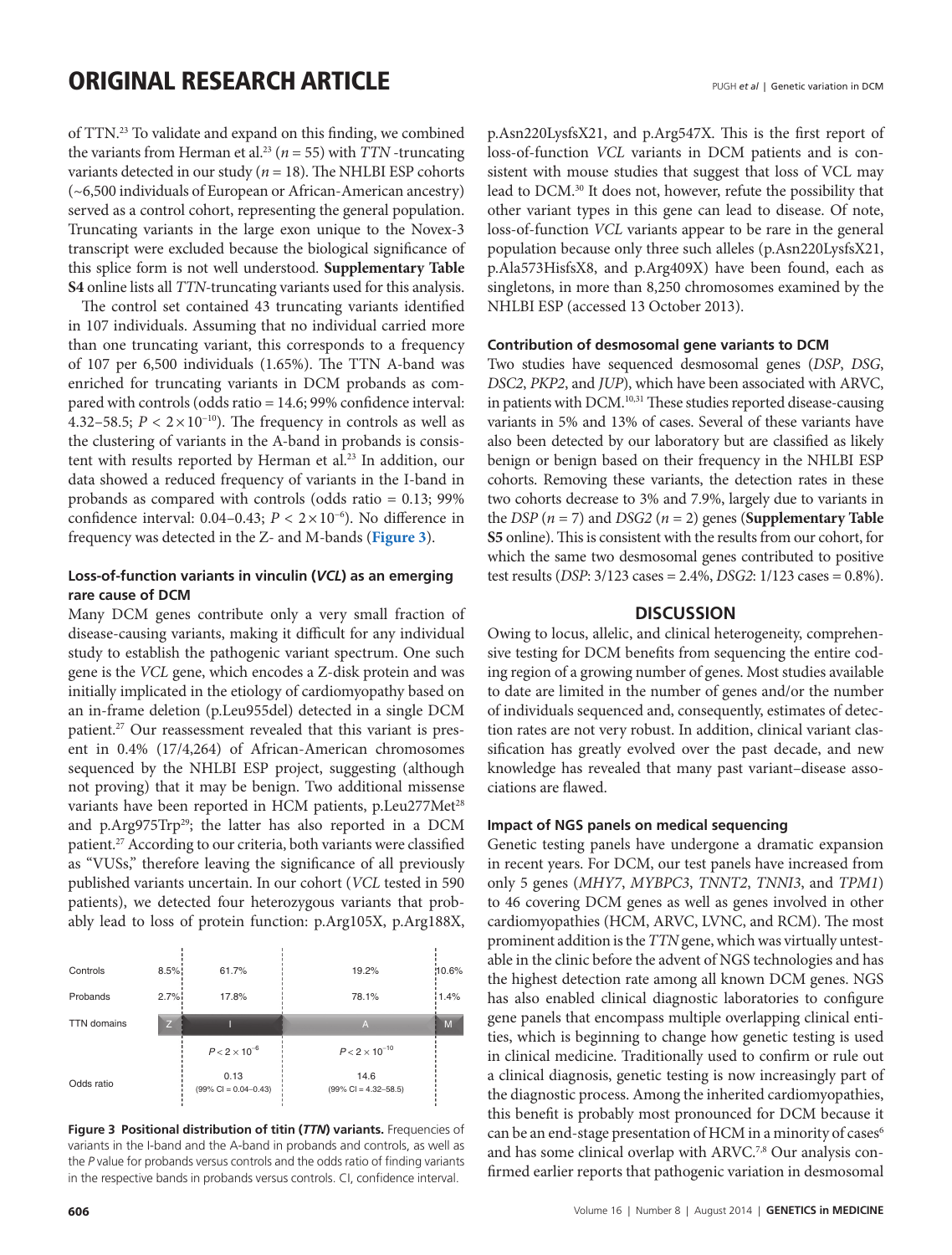of TTN.[23] To validate and expand on this finding, we combined the variants from Herman et al.[23] ($n = 55$) with *TTN*-truncating variants detected in our study ($n = 18$). The NHLBI ESP cohorts (~6,500 individuals of European or African-American ancestry) served as a control cohort, representing the general population. Truncating variants in the large exon unique to the Novex-3 transcript were excluded because the biological significance of this splice form is not well understood. **Supplementary Table S4** online lists all *TTN*-truncating variants used for this analysis.

The control set contained 43 truncating variants identified in 107 individuals. Assuming that no individual carried more than one truncating variant, this corresponds to a frequency of 107 per 6,500 individuals (1.65%). The TTN A-band was enriched for truncating variants in DCM probands as compared with controls (odds ratio = 14.6; 99% confidence interval: 4.32–58.5; $P < 2 \times 10^{-10}$). The frequency in controls as well as the clustering of variants in the A-band in probands is consistent with results reported by Herman et al.[23] In addition, our data showed a reduced frequency of variants in the I-band in probands as compared with controls (odds ratio = 0.13; 99% confidence interval: 0.04–0.43; $P < 2 \times 10^{-6}$). No difference in frequency was detected in the Z- and M-bands (**Figure 3**).

### Loss-of-function variants in vinculin (*VCL*) as an emerging rare cause of DCM

Many DCM genes contribute only a very small fraction of disease-causing variants, making it difficult for any individual study to establish the pathogenic variant spectrum. One such gene is the *VCL* gene, which encodes a Z-disk protein and was initially implicated in the etiology of cardiomyopathy based on an in-frame deletion (p.Leu955del) detected in a single DCM patient.[27] Our reassessment revealed that this variant is present in 0.4% (17/4,264) of African-American chromosomes sequenced by the NHLBI ESP project, suggesting (although not proving) that it may be benign. Two additional missense variants have been reported in HCM patients, p.Leu277Met[28] and p.Arg975Trp[29]; the latter has also reported in a DCM patient.[27] According to our criteria, both variants were classified as "VUSs," therefore leaving the significance of all previously published variants uncertain. In our cohort (*VCL* tested in 590 patients), we detected four heterozygous variants that probably lead to loss of protein function: p.Arg105X, p.Arg188X, p.Asn220LysfsX21, and p.Arg547X. This is the first report of loss-of-function *VCL* variants in DCM patients and is consistent with mouse studies that suggest that loss of VCL may lead to DCM.[30] It does not, however, refute the possibility that other variant types in this gene can lead to disease. Of note, loss-of-function *VCL* variants appear to be rare in the general population because only three such alleles (p.Asn220LysfsX21, p.Ala573HisfsX8, and p.Arg409X) have been found, each as singletons, in more than 8,250 chromosomes examined by the NHLBI ESP (accessed 13 October 2013).

Controls 8.5% 61.7% 19.2% 10.6%

Probands 2.7% 17.8% 78.1% 1.4%

TTN domains Z I A M

$P < 2 \times 10^{-6}$ $P < 2 \times 10^{-10}$

Odds ratio 0.13 (99% CI = 0.04–0.43) 14.6 (99% CI = 4.32–58.5)

**Figure 3 Positional distribution of titin (*TTN*) variants.** Frequencies of variants in the I-band and the A-band in probands and controls, as well as the *P* value for probands versus controls and the odds ratio of finding variants in the respective bands in probands versus controls. CI, confidence interval.

### Contribution of desmosomal gene variants to DCM

Two studies have sequenced desmosomal genes (*DSP*, *DSG*, *DSC2*, *PKP2*, and *JUP*), which have been associated with ARVC, in patients with DCM.[10,31] These studies reported disease-causing variants in 5% and 13% of cases. Several of these variants have also been detected by our laboratory but are classified as likely benign or benign based on their frequency in the NHLBI ESP cohorts. Removing these variants, the detection rates in these two cohorts decrease to 3% and 7.9%, largely due to variants in the *DSP* ($n = 7$) and *DSG2* ($n = 2$) genes (**Supplementary Table S5** online). This is consistent with the results from our cohort, for which the same two desmosomal genes contributed to positive test results (*DSP*: 3/123 cases = 2.4%, *DSG2*: 1/123 cases = 0.8%).

## DISCUSSION

Owing to locus, allelic, and clinical heterogeneity, comprehensive testing for DCM benefits from sequencing the entire coding region of a growing number of genes. Most studies available to date are limited in the number of genes and/or the number of individuals sequenced and, consequently, estimates of detection rates are not very robust. In addition, clinical variant classification has greatly evolved over the past decade, and new knowledge has revealed that many past variant–disease associations are flawed.

### Impact of NGS panels on medical sequencing

Genetic testing panels have undergone a dramatic expansion in recent years. For DCM, our test panels have increased from only 5 genes (*MHY7*, *MYBPC3*, *TNNT2*, *TNNI3*, and *TPM1*) to 46 covering DCM genes as well as genes involved in other cardiomyopathies (HCM, ARVC, LVNC, and RCM). The most prominent addition is the *TTN* gene, which was virtually untestable in the clinic before the advent of NGS technologies and has the highest detection rate among all known DCM genes. NGS has also enabled clinical diagnostic laboratories to configure gene panels that encompass multiple overlapping clinical entities, which is beginning to change how genetic testing is used in clinical medicine. Traditionally used to confirm or rule out a clinical diagnosis, genetic testing is now increasingly part of the diagnostic process. Among the inherited cardiomyopathies, this benefit is probably most pronounced for DCM because it can be an end-stage presentation of HCM in a minority of cases[6] and has some clinical overlap with ARVC.[7,8] Our analysis confirmed earlier reports that pathogenic variation in desmosomal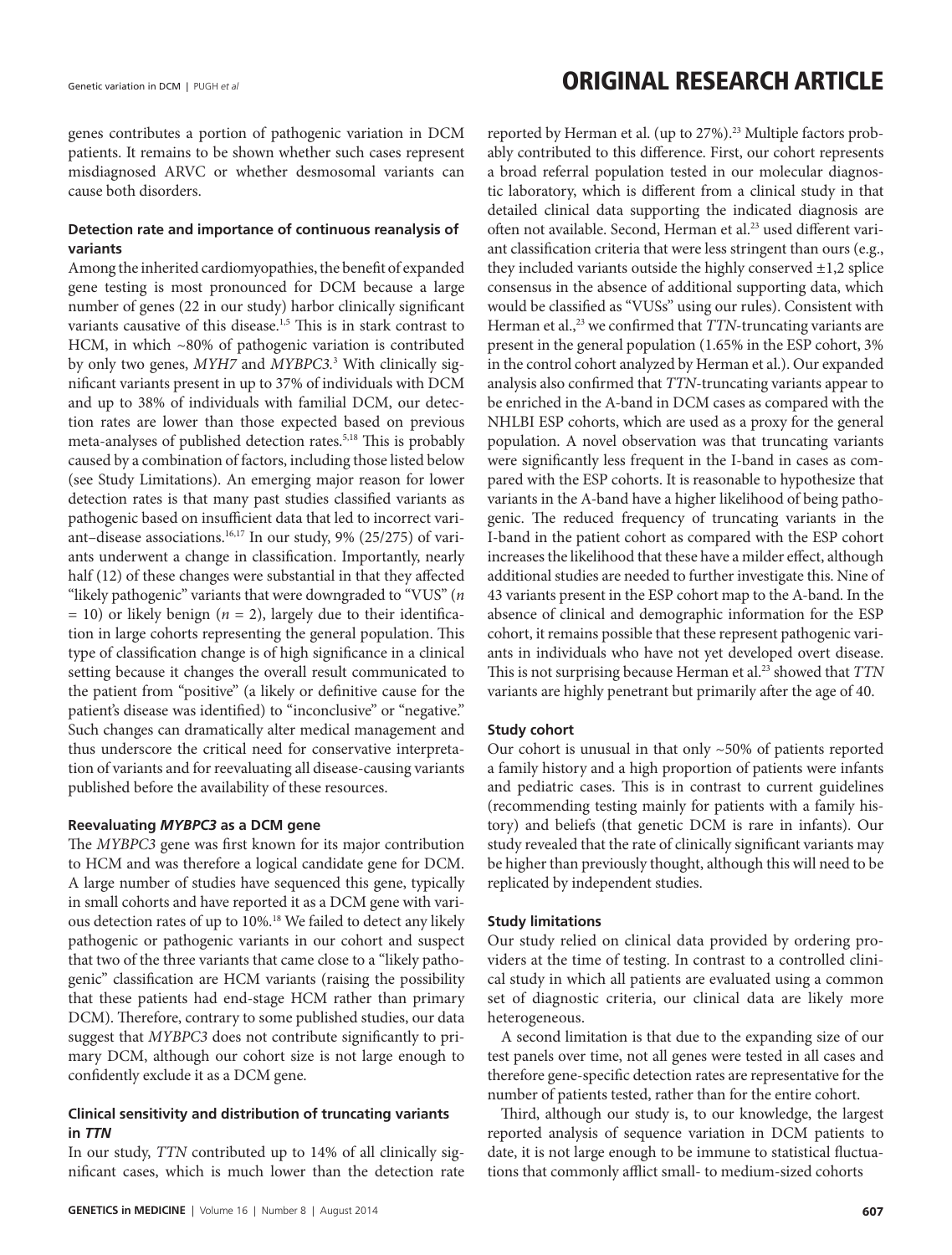genes contributes a portion of pathogenic variation in DCM patients. It remains to be shown whether such cases represent misdiagnosed ARVC or whether desmosomal variants can cause both disorders.

### Detection rate and importance of continuous reanalysis of variants

Among the inherited cardiomyopathies, the benefit of expanded gene testing is most pronounced for DCM because a large number of genes (22 in our study) harbor clinically significant variants causative of this disease.[1,5] This is in stark contrast to HCM, in which ~80% of pathogenic variation is contributed by only two genes, *MYH7* and *MYBPC3*.[3] With clinically significant variants present in up to 37% of individuals with DCM and up to 38% of individuals with familial DCM, our detection rates are lower than those expected based on previous meta-analyses of published detection rates.[5,18] This is probably caused by a combination of factors, including those listed below (see Study Limitations). An emerging major reason for lower detection rates is that many past studies classified variants as pathogenic based on insufficient data that led to incorrect variant–disease associations.[16,17] In our study, 9% (25/275) of variants underwent a change in classification. Importantly, nearly half (12) of these changes were substantial in that they affected "likely pathogenic" variants that were downgraded to "VUS" ($n$ = 10) or likely benign ($n$ = 2), largely due to their identification in large cohorts representing the general population. This type of classification change is of high significance in a clinical setting because it changes the overall result communicated to the patient from "positive" (a likely or definitive cause for the patient's disease was identified) to "inconclusive" or "negative." Such changes can dramatically alter medical management and thus underscore the critical need for conservative interpretation of variants and for reevaluating all disease-causing variants published before the availability of these resources.

### Reevaluating *MYBPC3* as a DCM gene

The *MYBPC3* gene was first known for its major contribution to HCM and was therefore a logical candidate gene for DCM. A large number of studies have sequenced this gene, typically in small cohorts and have reported it as a DCM gene with various detection rates of up to 10%.[18] We failed to detect any likely pathogenic or pathogenic variants in our cohort and suspect that two of the three variants that came close to a "likely pathogenic" classification are HCM variants (raising the possibility that these patients had end-stage HCM rather than primary DCM). Therefore, contrary to some published studies, our data suggest that *MYBPC3* does not contribute significantly to primary DCM, although our cohort size is not large enough to confidently exclude it as a DCM gene.

### Clinical sensitivity and distribution of truncating variants in *TTN*

In our study, *TTN* contributed up to 14% of all clinically significant cases, which is much lower than the detection rate reported by Herman et al. (up to 27%).[23] Multiple factors probably contributed to this difference. First, our cohort represents a broad referral population tested in our molecular diagnostic laboratory, which is different from a clinical study in that detailed clinical data supporting the indicated diagnosis are often not available. Second, Herman et al.[23] used different variant classification criteria that were less stringent than ours (e.g., they included variants outside the highly conserved ±1,2 splice consensus in the absence of additional supporting data, which would be classified as "VUSs" using our rules). Consistent with Herman et al.,[23] we confirmed that *TTN*-truncating variants are present in the general population (1.65% in the ESP cohort, 3% in the control cohort analyzed by Herman et al.). Our expanded analysis also confirmed that *TTN*-truncating variants appear to be enriched in the A-band in DCM cases as compared with the NHLBI ESP cohorts, which are used as a proxy for the general population. A novel observation was that truncating variants were significantly less frequent in the I-band in cases as compared with the ESP cohorts. It is reasonable to hypothesize that variants in the A-band have a higher likelihood of being pathogenic. The reduced frequency of truncating variants in the I-band in the patient cohort as compared with the ESP cohort increases the likelihood that these have a milder effect, although additional studies are needed to further investigate this. Nine of 43 variants present in the ESP cohort map to the A-band. In the absence of clinical and demographic information for the ESP cohort, it remains possible that these represent pathogenic variants in individuals who have not yet developed overt disease. This is not surprising because Herman et al.[23] showed that *TTN* variants are highly penetrant but primarily after the age of 40.

### Study cohort

Our cohort is unusual in that only ~50% of patients reported a family history and a high proportion of patients were infants and pediatric cases. This is in contrast to current guidelines (recommending testing mainly for patients with a family history) and beliefs (that genetic DCM is rare in infants). Our study revealed that the rate of clinically significant variants may be higher than previously thought, although this will need to be replicated by independent studies.

### Study limitations

Our study relied on clinical data provided by ordering providers at the time of testing. In contrast to a controlled clinical study in which all patients are evaluated using a common set of diagnostic criteria, our clinical data are likely more heterogeneous.

A second limitation is that due to the expanding size of our test panels over time, not all genes were tested in all cases and therefore gene-specific detection rates are representative for the number of patients tested, rather than for the entire cohort.

Third, although our study is, to our knowledge, the largest reported analysis of sequence variation in DCM patients to date, it is not large enough to be immune to statistical fluctuations that commonly afflict small- to medium-sized cohorts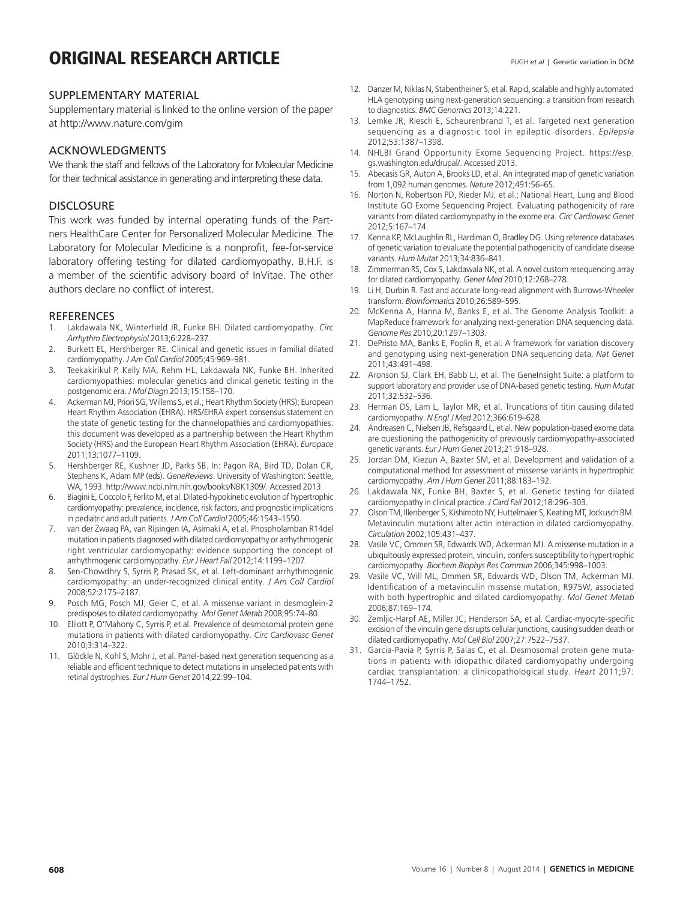## SUPPLEMENTARY MATERIAL

Supplementary material is linked to the online version of the paper at http://www.nature.com/gim

## ACKNOWLEDGMENTS

We thank the staff and fellows of the Laboratory for Molecular Medicine for their technical assistance in generating and interpreting these data.

## DISCLOSURE

This work was funded by internal operating funds of the Partners HealthCare Center for Personalized Molecular Medicine. The Laboratory for Molecular Medicine is a nonprofit, fee-for-service laboratory offering testing for dilated cardiomyopathy. B.H.F. is a member of the scientific advisory board of InVitae. The other authors declare no conflict of interest.

## REFERENCES

1. Lakdawala NK, Winterfield JR, Funke BH. Dilated cardiomyopathy. *Circ Arrhythm Electrophysiol* 2013;6:228–237.
2. Burkett EL, Hershberger RE. Clinical and genetic issues in familial dilated cardiomyopathy. *J Am Coll Cardiol* 2005;45:969–981.
3. Teekakirikul P, Kelly MA, Rehm HL, Lakdawala NK, Funke BH. Inherited cardiomyopathies: molecular genetics and clinical genetic testing in the postgenomic era. *J Mol Diagn* 2013;15:158–170.
4. Ackerman MJ, Priori SG, Willems S, et al.; Heart Rhythm Society (HRS); European Heart Rhythm Association (EHRA). HRS/EHRA expert consensus statement on the state of genetic testing for the channelopathies and cardiomyopathies: this document was developed as a partnership between the Heart Rhythm Society (HRS) and the European Heart Rhythm Association (EHRA). *Europace* 2011;13:1077–1109.
5. Hershberger RE, Kushner JD, Parks SB. In: Pagon RA, Bird TD, Dolan CR, Stephens K, Adam MP (eds). *GeneReviews*. University of Washington: Seattle, WA, 1993. http://www.ncbi.nlm.nih.gov/books/NBK1309/. Accessed 2013.
6. Biagini E, Coccolo F, Ferlito M, et al. Dilated-hypokinetic evolution of hypertrophic cardiomyopathy: prevalence, incidence, risk factors, and prognostic implications in pediatric and adult patients. *J Am Coll Cardiol* 2005;46:1543–1550.
7. van der Zwaag PA, van Rijsingen IA, Asimaki A, et al. Phospholamban R14del mutation in patients diagnosed with dilated cardiomyopathy or arrhythmogenic right ventricular cardiomyopathy: evidence supporting the concept of arrhythmogenic cardiomyopathy. *Eur J Heart Fail* 2012;14:1199–1207.
8. Sen-Chowdhry S, Syrris P, Prasad SK, et al. Left-dominant arrhythmogenic cardiomyopathy: an under-recognized clinical entity. *J Am Coll Cardiol* 2008;52:2175–2187.
9. Posch MG, Posch MJ, Geier C, et al. A missense variant in desmoglein-2 predisposes to dilated cardiomyopathy. *Mol Genet Metab* 2008;95:74–80.
10. Elliott P, O'Mahony C, Syrris P, et al. Prevalence of desmosomal protein gene mutations in patients with dilated cardiomyopathy. *Circ Cardiovasc Genet* 2010;3:314–322.
11. Glöckle N, Kohl S, Mohr J, et al. Panel-based next generation sequencing as a reliable and efficient technique to detect mutations in unselected patients with retinal dystrophies. *Eur J Hum Genet* 2014;22:99–104.
12. Danzer M, Niklas N, Stabentheiner S, et al. Rapid, scalable and highly automated HLA genotyping using next-generation sequencing: a transition from research to diagnostics. *BMC Genomics* 2013;14:221.
13. Lemke JR, Riesch E, Scheurenbrand T, et al. Targeted next generation sequencing as a diagnostic tool in epileptic disorders. *Epilepsia* 2012;53:1387–1398.
14. NHLBI Grand Opportunity Exome Sequencing Project. https://esp.gs.washington.edu/drupal/. Accessed 2013.
15. Abecasis GR, Auton A, Brooks LD, et al. An integrated map of genetic variation from 1,092 human genomes. *Nature* 2012;491:56–65.
16. Norton N, Robertson PD, Rieder MJ, et al.; National Heart, Lung and Blood Institute GO Exome Sequencing Project. Evaluating pathogenicity of rare variants from dilated cardiomyopathy in the exome era. *Circ Cardiovasc Genet* 2012;5:167–174.
17. Kenna KP, McLaughlin RL, Hardiman O, Bradley DG. Using reference databases of genetic variation to evaluate the potential pathogenicity of candidate disease variants. *Hum Mutat* 2013;34:836–841.
18. Zimmerman RS, Cox S, Lakdawala NK, et al. A novel custom resequencing array for dilated cardiomyopathy. *Genet Med* 2010;12:268–278.
19. Li H, Durbin R. Fast and accurate long-read alignment with Burrows-Wheeler transform. *Bioinformatics* 2010;26:589–595.
20. McKenna A, Hanna M, Banks E, et al. The Genome Analysis Toolkit: a MapReduce framework for analyzing next-generation DNA sequencing data. *Genome Res* 2010;20:1297–1303.
21. DePristo MA, Banks E, Poplin R, et al. A framework for variation discovery and genotyping using next-generation DNA sequencing data. *Nat Genet* 2011;43:491–498.
22. Aronson SJ, Clark EH, Babb LJ, et al. The GeneInsight Suite: a platform to support laboratory and provider use of DNA-based genetic testing. *Hum Mutat* 2011;32:532–536.
23. Herman DS, Lam L, Taylor MR, et al. Truncations of titin causing dilated cardiomyopathy. *N Engl J Med* 2012;366:619–628.
24. Andreasen C, Nielsen JB, Refsgaard L, et al. New population-based exome data are questioning the pathogenicity of previously cardiomyopathy-associated genetic variants. *Eur J Hum Genet* 2013;21:918–928.
25. Jordan DM, Kiezun A, Baxter SM, et al. Development and validation of a computational method for assessment of missense variants in hypertrophic cardiomyopathy. *Am J Hum Genet* 2011;88:183–192.
26. Lakdawala NK, Funke BH, Baxter S, et al. Genetic testing for dilated cardiomyopathy in clinical practice. *J Card Fail* 2012;18:296–303.
27. Olson TM, Illenberger S, Kishimoto NY, Huttelmaier S, Keating MT, Jockusch BM. Metavinculin mutations alter actin interaction in dilated cardiomyopathy. *Circulation* 2002;105:431–437.
28. Vasile VC, Ommen SR, Edwards WD, Ackerman MJ. A missense mutation in a ubiquitously expressed protein, vinculin, confers susceptibility to hypertrophic cardiomyopathy. *Biochem Biophys Res Commun* 2006;345:998–1003.
29. Vasile VC, Will ML, Ommen SR, Edwards WD, Olson TM, Ackerman MJ. Identification of a metavinculin missense mutation, R975W, associated with both hypertrophic and dilated cardiomyopathy. *Mol Genet Metab* 2006;87:169–174.
30. Zemljic-Harpf AE, Miller JC, Henderson SA, et al. Cardiac-myocyte-specific excision of the vinculin gene disrupts cellular junctions, causing sudden death or dilated cardiomyopathy. *Mol Cell Biol* 2007;27:7522–7537.
31. Garcia-Pavia P, Syrris P, Salas C, et al. Desmosomal protein gene mutations in patients with idiopathic dilated cardiomyopathy undergoing cardiac transplantation: a clinicopathological study. *Heart* 2011;97:1744–1752.